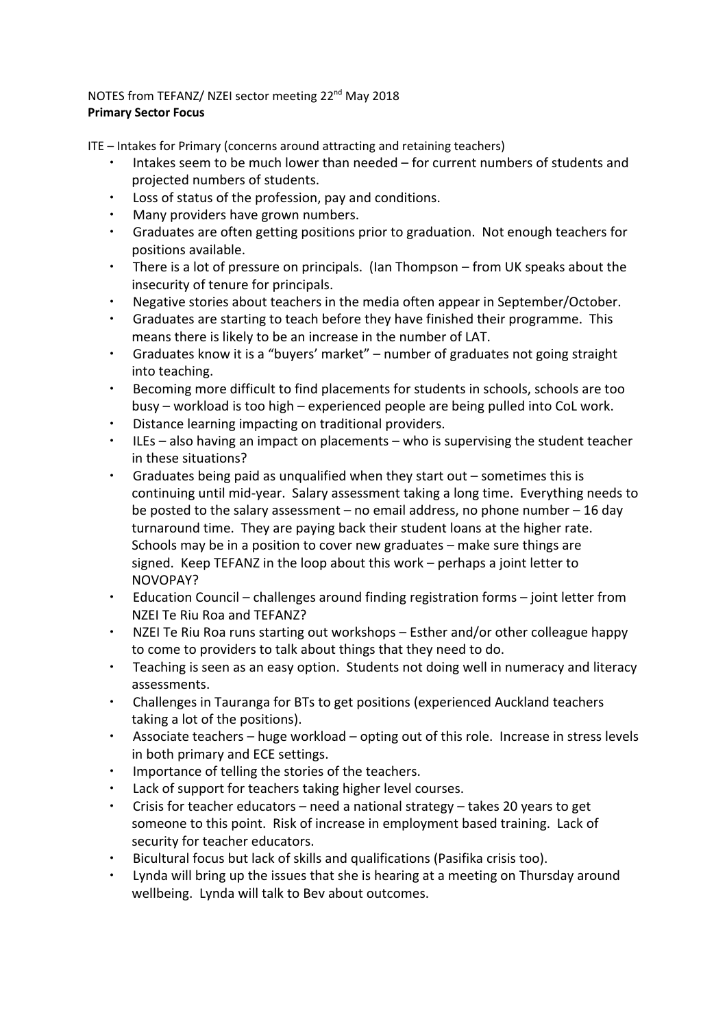NOTES from TEFANZ/ NZEI sector meeting 22nd May 2018

**Primary Sector Focus**

ITE – Intakes for Primary (concerns around attracting and retaining teachers)

- Intakes seem to be much lower than needed – for current numbers of students and projected numbers of students.
- Loss of status of the profession, pay and conditions.
- Many providers have grown numbers.
- Graduates are often getting positions prior to graduation. Not enough teachers for positions available.
- There is a lot of pressure on principals. (Ian Thompson – from UK speaks about the insecurity of tenure for principals.
- Negative stories about teachers in the media often appear in September/October.
- Graduates are starting to teach before they have finished their programme. This means there is likely to be an increase in the number of LAT.
- Graduates know it is a "buyers' market" – number of graduates not going straight into teaching.
- Becoming more difficult to find placements for students in schools, schools are too busy – workload is too high – experienced people are being pulled into CoL work.
- Distance learning impacting on traditional providers.
- ILEs – also having an impact on placements – who is supervising the student teacher in these situations?
- Graduates being paid as unqualified when they start out – sometimes this is continuing until mid-year. Salary assessment taking a long time. Everything needs to be posted to the salary assessment – no email address, no phone number – 16 day turnaround time. They are paying back their student loans at the higher rate. Schools may be in a position to cover new graduates – make sure things are signed. Keep TEFANZ in the loop about this work – perhaps a joint letter to NOVOPAY?
- Education Council – challenges around finding registration forms – joint letter from NZEI Te Riu Roa and TEFANZ?
- NZEI Te Riu Roa runs starting out workshops – Esther and/or other colleague happy to come to providers to talk about things that they need to do.
- Teaching is seen as an easy option. Students not doing well in numeracy and literacy assessments.
- Challenges in Tauranga for BTs to get positions (experienced Auckland teachers taking a lot of the positions).
- Associate teachers – huge workload – opting out of this role. Increase in stress levels in both primary and ECE settings.
- Importance of telling the stories of the teachers.
- Lack of support for teachers taking higher level courses.
- Crisis for teacher educators – need a national strategy – takes 20 years to get someone to this point. Risk of increase in employment based training. Lack of security for teacher educators.
- Bicultural focus but lack of skills and qualifications (Pasifika crisis too).
- Lynda will bring up the issues that she is hearing at a meeting on Thursday around wellbeing. Lynda will talk to Bev about outcomes.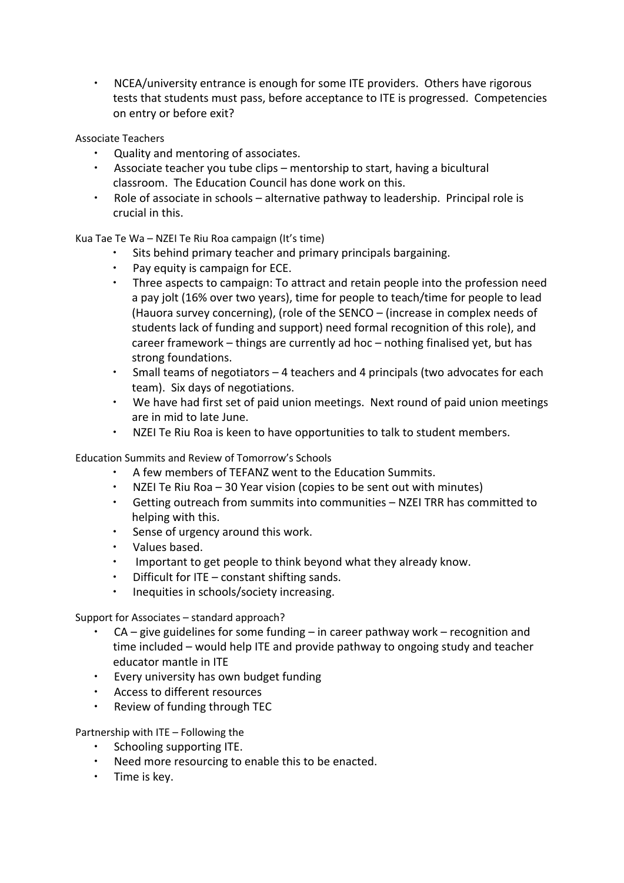- NCEA/university entrance is enough for some ITE providers. Others have rigorous tests that students must pass, before acceptance to ITE is progressed. Competencies on entry or before exit?

Associate Teachers

- Quality and mentoring of associates.
- Associate teacher you tube clips – mentorship to start, having a bicultural classroom. The Education Council has done work on this.
- Role of associate in schools – alternative pathway to leadership. Principal role is crucial in this.

Kua Tae Te Wa – NZEI Te Riu Roa campaign (It's time)

- Sits behind primary teacher and primary principals bargaining.
- Pay equity is campaign for ECE.
- Three aspects to campaign: To attract and retain people into the profession need a pay jolt (16% over two years), time for people to teach/time for people to lead (Hauora survey concerning), (role of the SENCO – (increase in complex needs of students lack of funding and support) need formal recognition of this role), and career framework – things are currently ad hoc – nothing finalised yet, but has strong foundations.
- Small teams of negotiators – 4 teachers and 4 principals (two advocates for each team). Six days of negotiations.
- We have had first set of paid union meetings. Next round of paid union meetings are in mid to late June.
- NZEI Te Riu Roa is keen to have opportunities to talk to student members.

Education Summits and Review of Tomorrow's Schools

- A few members of TEFANZ went to the Education Summits.
- NZEI Te Riu Roa – 30 Year vision (copies to be sent out with minutes)
- Getting outreach from summits into communities – NZEI TRR has committed to helping with this.
- Sense of urgency around this work.
- Values based.
- Important to get people to think beyond what they already know.
- Difficult for ITE – constant shifting sands.
- Inequities in schools/society increasing.

Support for Associates – standard approach?

- CA – give guidelines for some funding – in career pathway work – recognition and time included – would help ITE and provide pathway to ongoing study and teacher educator mantle in ITE
- Every university has own budget funding
- Access to different resources
- Review of funding through TEC

Partnership with ITE – Following the

- Schooling supporting ITE.
- Need more resourcing to enable this to be enacted.
- Time is key.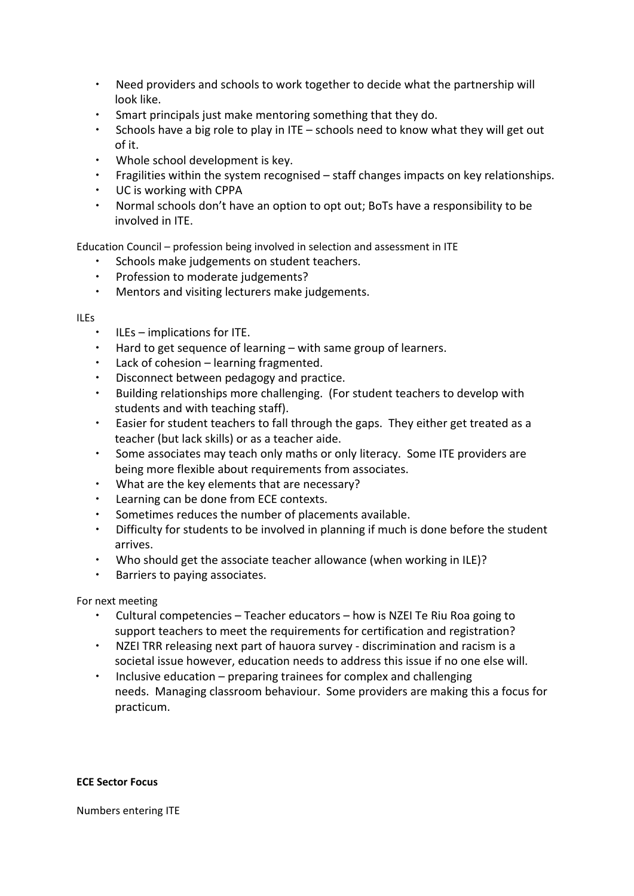- Need providers and schools to work together to decide what the partnership will look like.
- Smart principals just make mentoring something that they do.
- Schools have a big role to play in ITE – schools need to know what they will get out of it.
- Whole school development is key.
- Fragilities within the system recognised – staff changes impacts on key relationships.
- UC is working with CPPA
- Normal schools don't have an option to opt out; BoTs have a responsibility to be involved in ITE.

Education Council – profession being involved in selection and assessment in ITE

- Schools make judgements on student teachers.
- Profession to moderate judgements?
- Mentors and visiting lecturers make judgements.

ILEs

- ILEs – implications for ITE.
- Hard to get sequence of learning – with same group of learners.
- Lack of cohesion – learning fragmented.
- Disconnect between pedagogy and practice.
- Building relationships more challenging. (For student teachers to develop with students and with teaching staff).
- Easier for student teachers to fall through the gaps. They either get treated as a teacher (but lack skills) or as a teacher aide.
- Some associates may teach only maths or only literacy. Some ITE providers are being more flexible about requirements from associates.
- What are the key elements that are necessary?
- Learning can be done from ECE contexts.
- Sometimes reduces the number of placements available.
- Difficulty for students to be involved in planning if much is done before the student arrives.
- Who should get the associate teacher allowance (when working in ILE)?
- Barriers to paying associates.

For next meeting

- Cultural competencies – Teacher educators – how is NZEI Te Riu Roa going to support teachers to meet the requirements for certification and registration?
- NZEI TRR releasing next part of hauora survey - discrimination and racism is a societal issue however, education needs to address this issue if no one else will.
- Inclusive education – preparing trainees for complex and challenging needs. Managing classroom behaviour. Some providers are making this a focus for practicum.

**ECE Sector Focus**

Numbers entering ITE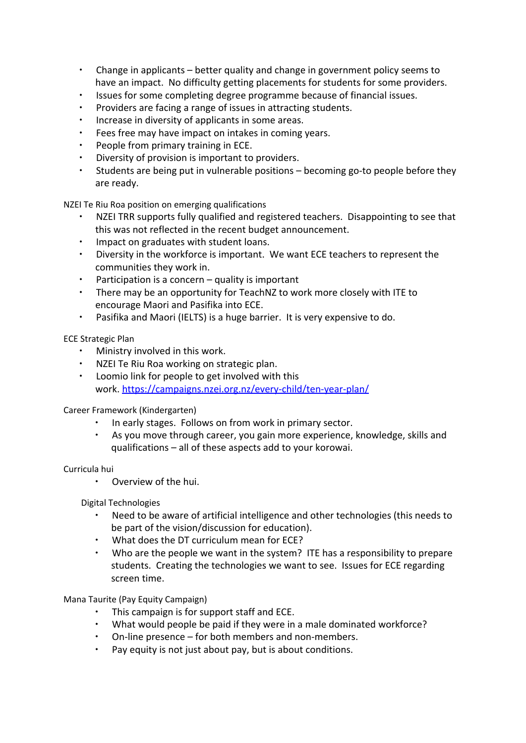- Change in applicants – better quality and change in government policy seems to have an impact. No difficulty getting placements for students for some providers.
- Issues for some completing degree programme because of financial issues.
- Providers are facing a range of issues in attracting students.
- Increase in diversity of applicants in some areas.
- Fees free may have impact on intakes in coming years.
- People from primary training in ECE.
- Diversity of provision is important to providers.
- Students are being put in vulnerable positions – becoming go-to people before they are ready.

NZEI Te Riu Roa position on emerging qualifications

- NZEI TRR supports fully qualified and registered teachers. Disappointing to see that this was not reflected in the recent budget announcement.
- Impact on graduates with student loans.
- Diversity in the workforce is important. We want ECE teachers to represent the communities they work in.
- Participation is a concern – quality is important
- There may be an opportunity for TeachNZ to work more closely with ITE to encourage Maori and Pasifika into ECE.
- Pasifika and Maori (IELTS) is a huge barrier. It is very expensive to do.

ECE Strategic Plan

- Ministry involved in this work.
- NZEI Te Riu Roa working on strategic plan.
- Loomio link for people to get involved with this work. [https://campaigns.nzei.org.nz/every-child/ten-year-plan/](https://campaigns.nzei.org.nz/every-child/ten-year-plan/)

Career Framework (Kindergarten)

- In early stages. Follows on from work in primary sector.
- As you move through career, you gain more experience, knowledge, skills and qualifications – all of these aspects add to your korowai.

Curricula hui

- Overview of the hui.

Digital Technologies

- Need to be aware of artificial intelligence and other technologies (this needs to be part of the vision/discussion for education).
- What does the DT curriculum mean for ECE?
- Who are the people we want in the system? ITE has a responsibility to prepare students. Creating the technologies we want to see. Issues for ECE regarding screen time.

Mana Taurite (Pay Equity Campaign)

- This campaign is for support staff and ECE.
- What would people be paid if they were in a male dominated workforce?
- On-line presence – for both members and non-members.
- Pay equity is not just about pay, but is about conditions.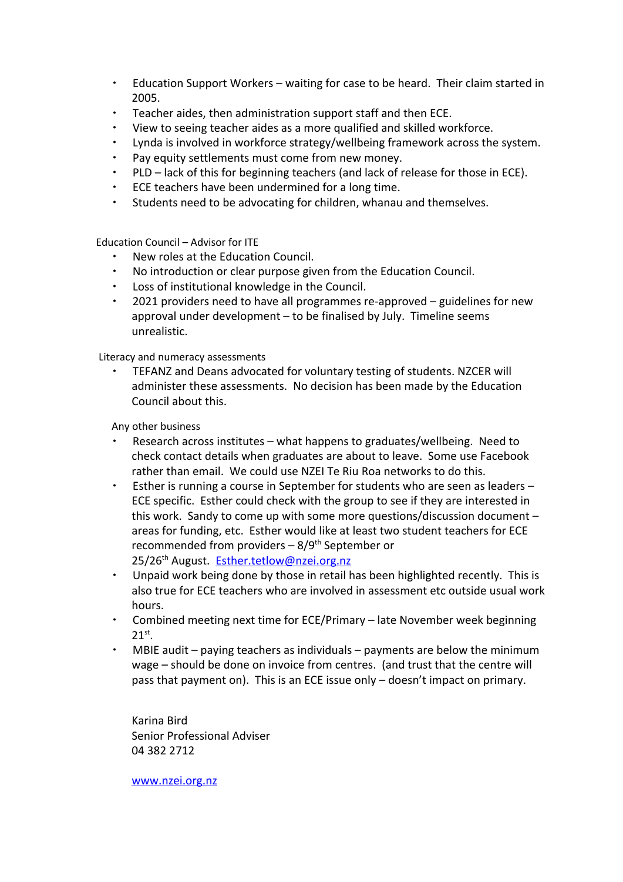- Education Support Workers – waiting for case to be heard. Their claim started in 2005.
- Teacher aides, then administration support staff and then ECE.
- View to seeing teacher aides as a more qualified and skilled workforce.
- Lynda is involved in workforce strategy/wellbeing framework across the system.
- Pay equity settlements must come from new money.
- PLD – lack of this for beginning teachers (and lack of release for those in ECE).
- ECE teachers have been undermined for a long time.
- Students need to be advocating for children, whanau and themselves.

Education Council – Advisor for ITE

- New roles at the Education Council.
- No introduction or clear purpose given from the Education Council.
- Loss of institutional knowledge in the Council.
- 2021 providers need to have all programmes re-approved – guidelines for new approval under development – to be finalised by July. Timeline seems unrealistic.

Literacy and numeracy assessments

- TEFANZ and Deans advocated for voluntary testing of students. NZCER will administer these assessments. No decision has been made by the Education Council about this.

Any other business

- Research across institutes – what happens to graduates/wellbeing. Need to check contact details when graduates are about to leave. Some use Facebook rather than email. We could use NZEI Te Riu Roa networks to do this.
- Esther is running a course in September for students who are seen as leaders – ECE specific. Esther could check with the group to see if they are interested in this work. Sandy to come up with some more questions/discussion document – areas for funding, etc. Esther would like at least two student teachers for ECE recommended from providers – 8/9th September or 25/26th August. Esther.tetlow@nzei.org.nz
- Unpaid work being done by those in retail has been highlighted recently. This is also true for ECE teachers who are involved in assessment etc outside usual work hours.
- Combined meeting next time for ECE/Primary – late November week beginning 21st.
- MBIE audit – paying teachers as individuals – payments are below the minimum wage – should be done on invoice from centres. (and trust that the centre will pass that payment on). This is an ECE issue only – doesn't impact on primary.

Karina Bird
Senior Professional Adviser
04 382 2712

www.nzei.org.nz